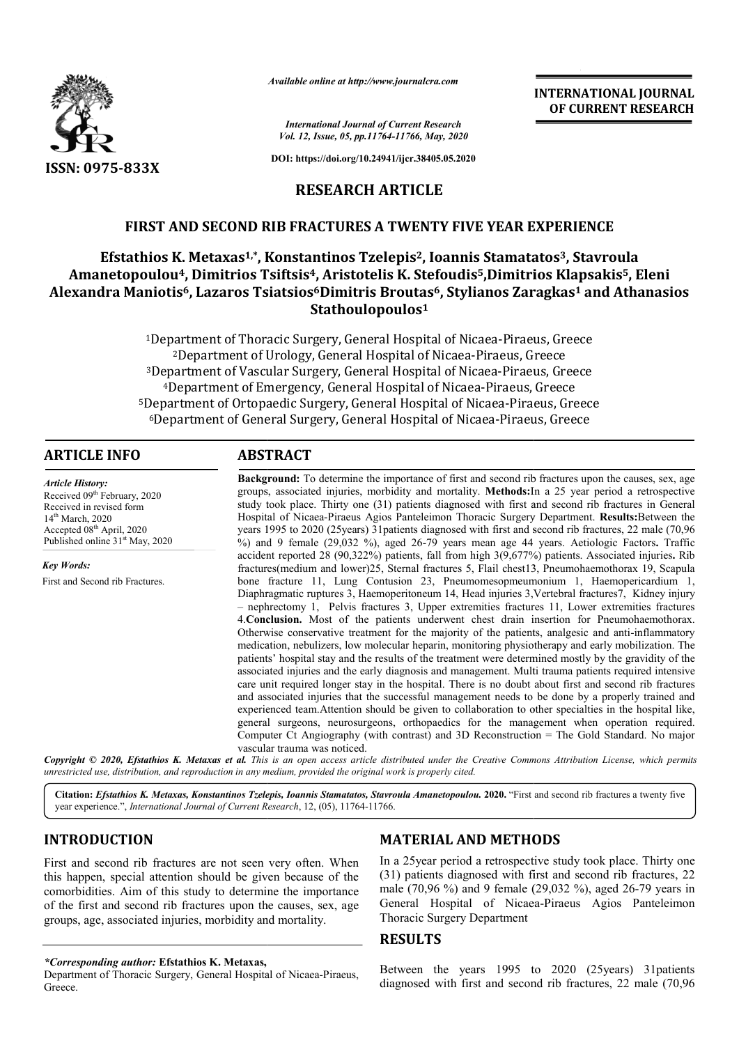*Available online at http://www.journalcra.com*

*International Journal of Current Research*
*Vol. 12, Issue, 05, pp.11764-11766, May, 2020*

**DOI: https://doi.org/10.24941/ijcr.38405.05.2020**

**ISSN: 0975-833X**

**INTERNATIONAL JOURNAL OF CURRENT RESEARCH**

## RESEARCH ARTICLE

# FIRST AND SECOND RIB FRACTURES A TWENTY FIVE YEAR EXPERIENCE

**Efstathios K. Metaxas[1,*], Konstantinos Tzelepis[2], Ioannis Stamatatos[3], Stavroula Amanetopoulou[4], Dimitrios Tsiftsis[4], Aristotelis K. Stefoudis[5], Dimitrios Klapsakis[5], Eleni Alexandra Maniotis[6], Lazaros Tsiatsios[6] Dimitris Broutas[6], Stylianos Zaragkas[1] and Athanasios Stathoulopoulos[1]**

[1]Department of Thoracic Surgery, General Hospital of Nicaea-Piraeus, Greece
[2]Department of Urology, General Hospital of Nicaea-Piraeus, Greece
[3]Department of Vascular Surgery, General Hospital of Nicaea-Piraeus, Greece
[4]Department of Emergency, General Hospital of Nicaea-Piraeus, Greece
[5]Department of Ortopaedic Surgery, General Hospital of Nicaea-Piraeus, Greece
[6]Department of General Surgery, General Hospital of Nicaea-Piraeus, Greece

## ARTICLE INFO

*Article History:*
Received 09[th] February, 2020
Received in revised form
14[th] March, 2020
Accepted 08[th] April, 2020
Published online 31[st] May, 2020

*Key Words:*
First and Second rib Fractures.

## ABSTRACT

**Background:** To determine the importance of first and second rib fractures upon the causes, sex, age groups, associated injuries, morbidity and mortality. **Methods:**In a 25 year period a retrospective study took place. Thirty one (31) patients diagnosed with first and second rib fractures in General Hospital of Nicaea-Piraeus Agios Panteleimon Thoracic Surgery Department. **Results:**Between the years 1995 to 2020 (25years) 31patients diagnosed with first and second rib fractures, 22 male (70,96 %) and 9 female (29,032 %), aged 26-79 years mean age 44 years. Aetiologic Factors**.** Traffic accident reported 28 (90,322%) patients, fall from high 3(9,677%) patients. Associated injuries**.** Rib fractures(medium and lower)25, Sternal fractures 5, Flail chest13, Pneumohaemothorax 19, Scapula bone fracture 11, Lung Contusion 23, Pneumomesopmeumonium 1, Haemopericardium 1, Diaphragmatic ruptures 3, Haemoperitoneum 14, Head injuries 3,Vertebral fractures7, Kidney injury – nephrectomy 1, Pelvis fractures 3, Upper extremities fractures 11, Lower extremities fractures 4.**Conclusion.** Most of the patients underwent chest drain insertion for Pneumohaemothorax. Otherwise conservative treatment for the majority of the patients, analgesic and anti-inflammatory medication, nebulizers, low molecular heparin, monitoring physiotherapy and early mobilization. The patients' hospital stay and the results of the treatment were determined mostly by the gravidity of the associated injuries and the early diagnosis and management. Multi trauma patients required intensive care unit required longer stay in the hospital. There is no doubt about first and second rib fractures and associated injuries that the successful management needs to be done by a properly trained and experienced team.Attention should be given to collaboration to other specialties in the hospital like, general surgeons, neurosurgeons, orthopaedics for the management when operation required. Computer Ct Angiography (with contrast) and 3D Reconstruction = The Gold Standard. No major vascular trauma was noticed.

*Copyright © 2020, Efstathios K. Metaxas et al. This is an open access article distributed under the Creative Commons Attribution License, which permits unrestricted use, distribution, and reproduction in any medium, provided the original work is properly cited.*

**Citation:** *Efstathios K. Metaxas, Konstantinos Tzelepis, Ioannis Stamatatos, Stavroula Amanetopoulou.* **2020.** "First and second rib fractures a twenty five year experience.", *International Journal of Current Research*, 12, (05), 11764-11766.

## INTRODUCTION

First and second rib fractures are not seen very often. When this happen, special attention should be given because of the comorbidities. Aim of this study to determine the importance of the first and second rib fractures upon the causes, sex, age groups, age, associated injuries, morbidity and mortality.

*\*Corresponding author:* **Efstathios K. Metaxas,**
Department of Thoracic Surgery, General Hospital of Nicaea-Piraeus, Greece.

## MATERIAL AND METHODS

In a 25year period a retrospective study took place. Thirty one (31) patients diagnosed with first and second rib fractures, 22 male (70,96 %) and 9 female (29,032 %), aged 26-79 years in General Hospital of Nicaea-Piraeus Agios Panteleimon Thoracic Surgery Department

## RESULTS

Between the years 1995 to 2020 (25years) 31patients diagnosed with first and second rib fractures, 22 male (70,96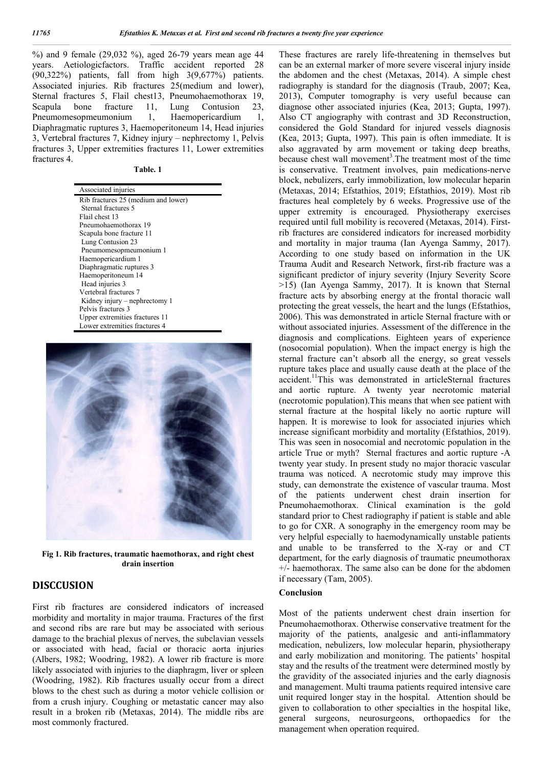%) and 9 female (29,032 %), aged 26-79 years mean age 44 years. Aetiologicfactors. Traffic accident reported 28 (90,322%) patients, fall from high 3(9,677%) patients. Associated injuries. Rib fractures 25(medium and lower), Sternal fractures 5, Flail chest13, Pneumohaemothorax 19, Scapula bone fracture 11, Lung Contusion 23, Pneumomesopmeumonium 1, Haemopericardium 1, Diaphragmatic ruptures 3, Haemoperitoneum 14, Head injuries 3, Vertebral fractures 7, Kidney injury – nephrectomy 1, Pelvis fractures 3, Upper extremities fractures 11, Lower extremities fractures 4.

**Table. 1**

| Associated injuries |
|---|
| Rib fractures 25 (medium and lower) |
| Sternal fractures 5 |
| Flail chest 13 |
| Pneumohaemothorax 19 |
| Scapula bone fracture 11 |
| Lung Contusion 23 |
| Pneumomesopmeumonium 1 |
| Haemopericardium 1 |
| Diaphragmatic ruptures 3 |
| Haemoperitoneum 14 |
| Head injuries 3 |
| Vertebral fractures 7 |
| Kidney injury – nephrectomy 1 |
| Pelvis fractures 3 |
| Upper extremities fractures 11 |
| Lower extremities fractures 4 |

**Fig 1. Rib fractures, traumatic haemothorax, and right chest drain insertion**

## DISCCUSION

First rib fractures are considered indicators of increased morbidity and mortality in major trauma. Fractures of the first and second ribs are rare but may be associated with serious damage to the brachial plexus of nerves, the subclavian vessels or associated with head, facial or thoracic aorta injuries (Albers, 1982; Woodring, 1982). A lower rib fracture is more likely associated with injuries to the diaphragm, liver or spleen (Woodring, 1982). Rib fractures usually occur from a direct blows to the chest such as during a motor vehicle collision or from a crush injury. Coughing or metastatic cancer may also result in a broken rib (Metaxas, 2014). The middle ribs are most commonly fractured.

These fractures are rarely life-threatening in themselves but can be an external marker of more severe visceral injury inside the abdomen and the chest (Metaxas, 2014). A simple chest radiography is standard for the diagnosis (Traub, 2007; Kea, 2013), Computer tomography is very useful because can diagnose other associated injuries (Kea, 2013; Gupta, 1997). Also CT angiography with contrast and 3D Reconstruction, considered the Gold Standard for injured vessels diagnosis (Kea, 2013; Gupta, 1997). This pain is often immediate. It is also aggravated by arm movement or taking deep breaths, because chest wall movement[3].The treatment most of the time is conservative. Treatment involves, pain medications-nerve block, nebulizers, early immobilization, low molecular heparin (Metaxas, 2014; Efstathios, 2019; Efstathios, 2019). Most rib fractures heal completely by 6 weeks. Progressive use of the upper extremity is encouraged. Physiotherapy exercises required until full mobility is recovered (Metaxas, 2014). First-rib fractures are considered indicators for increased morbidity and mortality in major trauma (Ian Ayenga Sammy, 2017). According to one study based on information in the UK Trauma Audit and Research Network, first-rib fracture was a significant predictor of injury severity (Injury Severity Score >15) (Ian Ayenga Sammy, 2017). It is known that Sternal fracture acts by absorbing energy at the frontal thoracic wall protecting the great vessels, the heart and the lungs (Efstathios, 2006). This was demonstrated in article Sternal fracture with or without associated injuries. Assessment of the difference in the diagnosis and complications. Eighteen years of experience (nosocomial population). When the impact energy is high the sternal fracture can't absorb all the energy, so great vessels rupture takes place and usually cause death at the place of the accident.[11]This was demonstrated in articleSternal fractures and aortic rupture. A twenty year necrotomic material (necrotomic population).This means that when see patient with sternal fracture at the hospital likely no aortic rupture will happen. It is morewise to look for associated injuries which increase significant morbidity and mortality (Efstathios, 2019). This was seen in nosocomial and necrotomic population in the article True or myth? Sternal fractures and aortic rupture -A twenty year study. In present study no major thoracic vascular trauma was noticed. A necrotomic study may improve this study, can demonstrate the existence of vascular trauma. Most of the patients underwent chest drain insertion for Pneumohaemothorax. Clinical examination is the gold standard prior to Chest radiography if patient is stable and able to go for CXR. A sonography in the emergency room may be very helpful especially to haemodynamically unstable patients and unable to be transferred to the X-ray or and CT department, for the early diagnosis of traumatic pneumothorax +/- haemothorax. The same also can be done for the abdomen if necessary (Tam, 2005).

### Conclusion

Most of the patients underwent chest drain insertion for Pneumohaemothorax. Otherwise conservative treatment for the majority of the patients, analgesic and anti-inflammatory medication, nebulizers, low molecular heparin, physiotherapy and early mobilization and monitoring. The patients' hospital stay and the results of the treatment were determined mostly by the gravidity of the associated injuries and the early diagnosis and management. Multi trauma patients required intensive care unit required longer stay in the hospital. Attention should be given to collaboration to other specialties in the hospital like, general surgeons, neurosurgeons, orthopaedics for the management when operation required.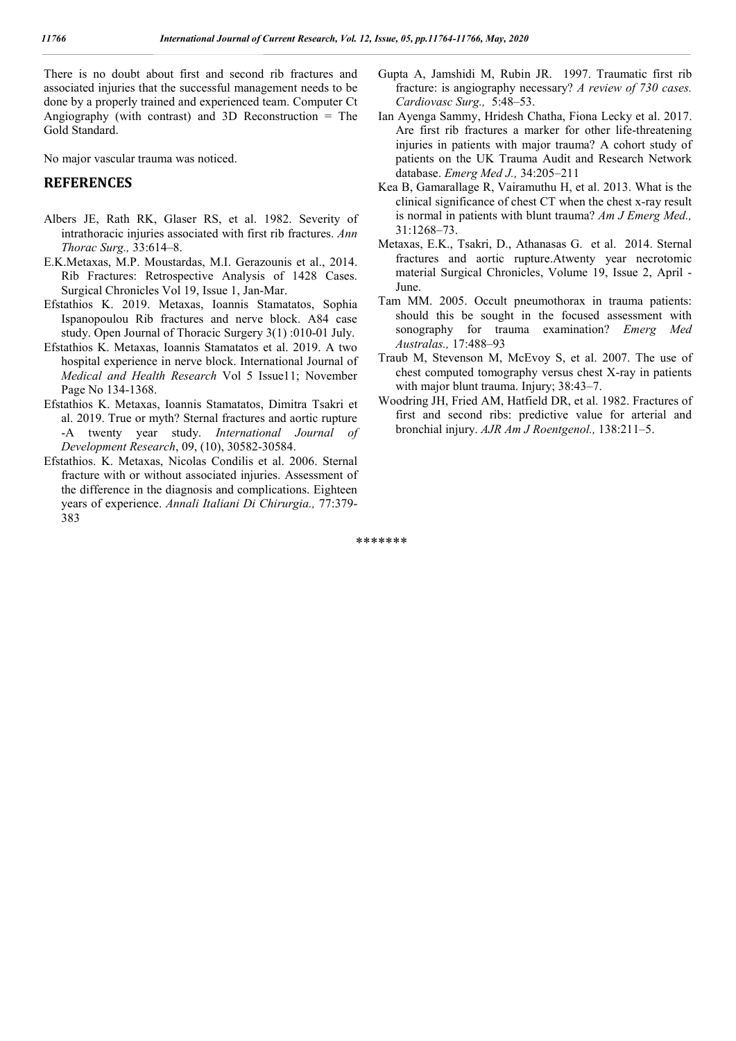There is no doubt about first and second rib fractures and associated injuries that the successful management needs to be done by a properly trained and experienced team. Computer Ct Angiography (with contrast) and 3D Reconstruction = The Gold Standard.

No major vascular trauma was noticed.

## REFERENCES

Albers JE, Rath RK, Glaser RS, et al. 1982. Severity of intrathoracic injuries associated with first rib fractures. *Ann Thorac Surg.,* 33:614–8.

E.K.Metaxas, M.P. Moustardas, M.I. Gerazounis et al., 2014. Rib Fractures: Retrospective Analysis of 1428 Cases. Surgical Chronicles Vol 19, Issue 1, Jan-Mar.

Efstathios K. 2019. Metaxas, Ioannis Stamatatos, Sophia Ispanopoulou Rib fractures and nerve block. A84 case study. Open Journal of Thoracic Surgery 3(1) :010-01 July.

Efstathios K. Metaxas, Ioannis Stamatatos et al. 2019. A two hospital experience in nerve block. International Journal of *Medical and Health Research* Vol 5 Issue11; November Page No 134-1368.

Efstathios K. Metaxas, Ioannis Stamatatos, Dimitra Tsakri et al. 2019. True or myth? Sternal fractures and aortic rupture -A twenty year study. *International Journal of Development Research*, 09, (10), 30582-30584.

Efstathios. K. Metaxas, Nicolas Condilis et al. 2006. Sternal fracture with or without associated injuries. Assessment of the difference in the diagnosis and complications. Eighteen years of experience. *Annali Italiani Di Chirurgia.,* 77:379-383

Gupta A, Jamshidi M, Rubin JR. 1997. Traumatic first rib fracture: is angiography necessary? *A review of 730 cases. Cardiovasc Surg.,* 5:48–53.

Ian Ayenga Sammy, Hridesh Chatha, Fiona Lecky et al. 2017. Are first rib fractures a marker for other life-threatening injuries in patients with major trauma? A cohort study of patients on the UK Trauma Audit and Research Network database. *Emerg Med J.,* 34:205–211

Kea B, Gamarallage R, Vairamuthu H, et al. 2013. What is the clinical significance of chest CT when the chest x-ray result is normal in patients with blunt trauma? *Am J Emerg Med.,* 31:1268–73.

Metaxas, E.K., Tsakri, D., Athanasas G. et al. 2014. Sternal fractures and aortic rupture.Atwenty year necrotomic material Surgical Chronicles, Volume 19, Issue 2, April - June.

Tam MM. 2005. Occult pneumothorax in trauma patients: should this be sought in the focused assessment with sonography for trauma examination? *Emerg Med Australas.,* 17:488–93

Traub M, Stevenson M, McEvoy S, et al. 2007. The use of chest computed tomography versus chest X-ray in patients with major blunt trauma. Injury; 38:43–7.

Woodring JH, Fried AM, Hatfield DR, et al. 1982. Fractures of first and second ribs: predictive value for arterial and bronchial injury. *AJR Am J Roentgenol.,* 138:211–5.

*******